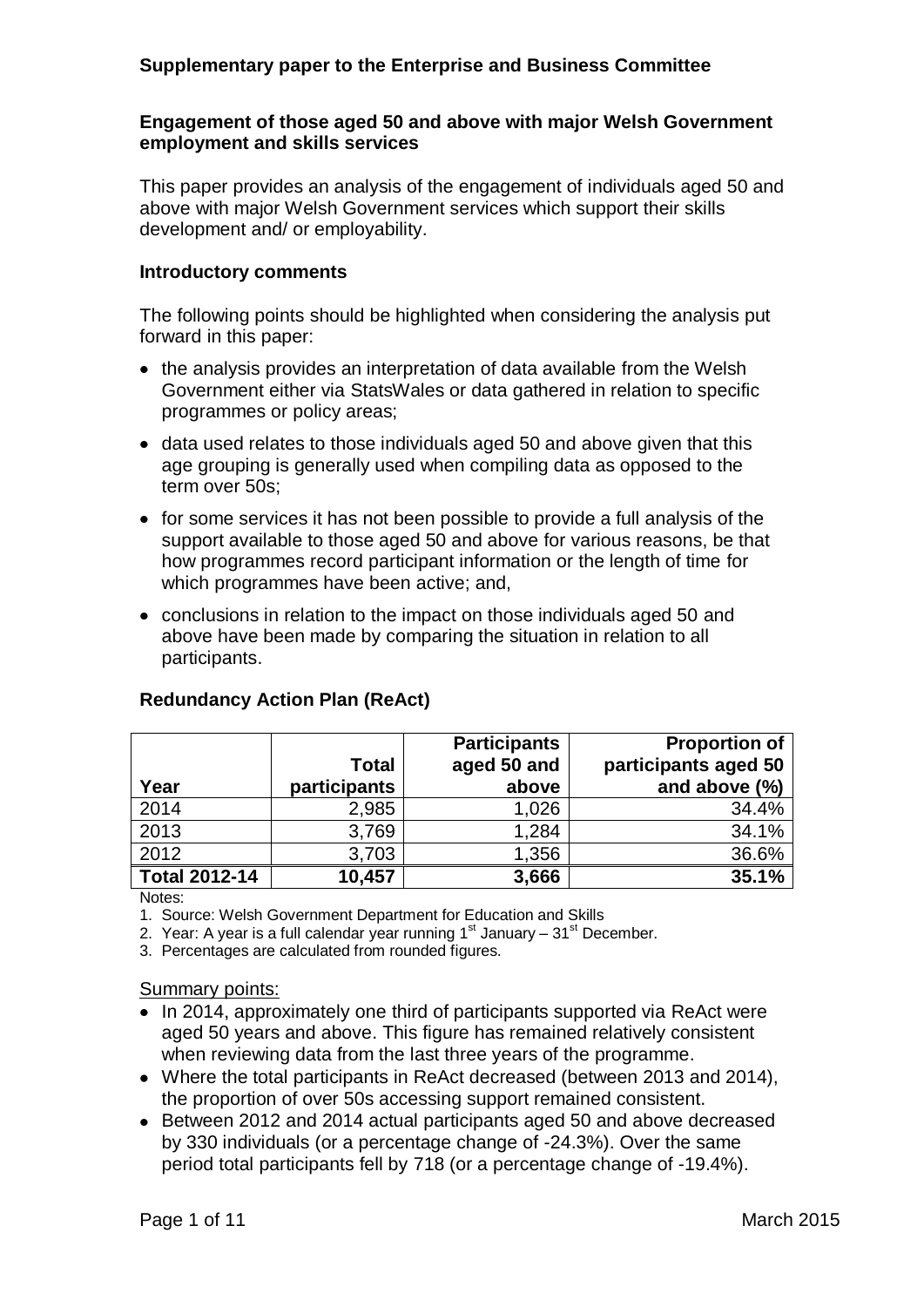**Supplementary paper to the Enterprise and Business Committee**

## Engagement of those aged 50 and above with major Welsh Government employment and skills services

This paper provides an analysis of the engagement of individuals aged 50 and above with major Welsh Government services which support their skills development and/ or employability.

### Introductory comments

The following points should be highlighted when considering the analysis put forward in this paper:

- the analysis provides an interpretation of data available from the Welsh Government either via StatsWales or data gathered in relation to specific programmes or policy areas;
- data used relates to those individuals aged 50 and above given that this age grouping is generally used when compiling data as opposed to the term over 50s;
- for some services it has not been possible to provide a full analysis of the support available to those aged 50 and above for various reasons, be that how programmes record participant information or the length of time for which programmes have been active; and,
- conclusions in relation to the impact on those individuals aged 50 and above have been made by comparing the situation in relation to all participants.

### Redundancy Action Plan (ReAct)

| Year | Total participants | Participants aged 50 and above | Proportion of participants aged 50 and above (%) |
|---|---|---|---|
| 2014 | 2,985 | 1,026 | 34.4% |
| 2013 | 3,769 | 1,284 | 34.1% |
| 2012 | 3,703 | 1,356 | 36.6% |
| **Total 2012-14** | **10,457** | **3,666** | **35.1%** |

Notes:

1. Source: Welsh Government Department for Education and Skills
2. Year: A year is a full calendar year running 1st January – 31st December.
3. Percentages are calculated from rounded figures.

Summary points:

- In 2014, approximately one third of participants supported via ReAct were aged 50 years and above. This figure has remained relatively consistent when reviewing data from the last three years of the programme.
- Where the total participants in ReAct decreased (between 2013 and 2014), the proportion of over 50s accessing support remained consistent.
- Between 2012 and 2014 actual participants aged 50 and above decreased by 330 individuals (or a percentage change of -24.3%). Over the same period total participants fell by 718 (or a percentage change of -19.4%).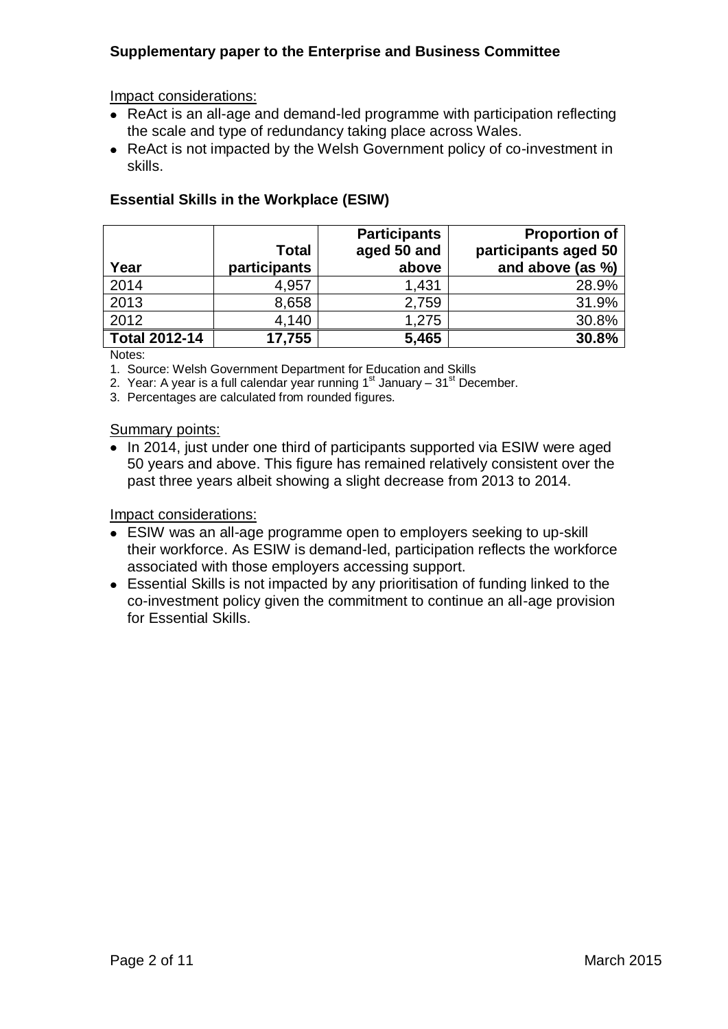Impact considerations:

- ReAct is an all-age and demand-led programme with participation reflecting the scale and type of redundancy taking place across Wales.
- ReAct is not impacted by the Welsh Government policy of co-investment in skills.

### Essential Skills in the Workplace (ESIW)

| Year | Total participants | Participants aged 50 and above | Proportion of participants aged 50 and above (as %) |
|---|---|---|---|
| 2014 | 4,957 | 1,431 | 28.9% |
| 2013 | 8,658 | 2,759 | 31.9% |
| 2012 | 4,140 | 1,275 | 30.8% |
| **Total 2012-14** | **17,755** | **5,465** | **30.8%** |

Notes:

1. Source: Welsh Government Department for Education and Skills
2. Year: A year is a full calendar year running 1st January – 31st December.
3. Percentages are calculated from rounded figures.

Summary points:

- In 2014, just under one third of participants supported via ESIW were aged 50 years and above. This figure has remained relatively consistent over the past three years albeit showing a slight decrease from 2013 to 2014.

Impact considerations:

- ESIW was an all-age programme open to employers seeking to up-skill their workforce. As ESIW is demand-led, participation reflects the workforce associated with those employers accessing support.
- Essential Skills is not impacted by any prioritisation of funding linked to the co-investment policy given the commitment to continue an all-age provision for Essential Skills.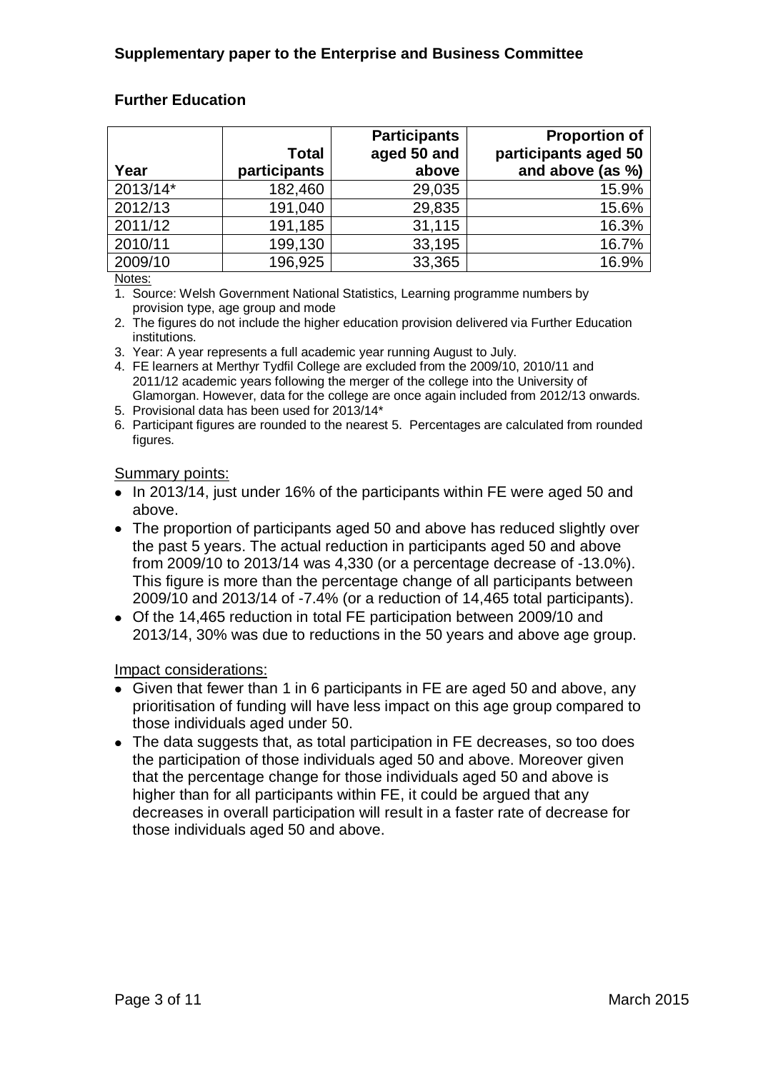## Supplementary paper to the Enterprise and Business Committee

### Further Education

| Year | Total participants | Participants aged 50 and above | Proportion of participants aged 50 and above (as %) |
|---|---|---|---|
| 2013/14* | 182,460 | 29,035 | 15.9% |
| 2012/13 | 191,040 | 29,835 | 15.6% |
| 2011/12 | 191,185 | 31,115 | 16.3% |
| 2010/11 | 199,130 | 33,195 | 16.7% |
| 2009/10 | 196,925 | 33,365 | 16.9% |

Notes:

1. Source: Welsh Government National Statistics, Learning programme numbers by provision type, age group and mode
2. The figures do not include the higher education provision delivered via Further Education institutions.
3. Year: A year represents a full academic year running August to July.
4. FE learners at Merthyr Tydfil College are excluded from the 2009/10, 2010/11 and 2011/12 academic years following the merger of the college into the University of Glamorgan. However, data for the college are once again included from 2012/13 onwards.
5. Provisional data has been used for 2013/14*
6. Participant figures are rounded to the nearest 5. Percentages are calculated from rounded figures.

Summary points:

- In 2013/14, just under 16% of the participants within FE were aged 50 and above.
- The proportion of participants aged 50 and above has reduced slightly over the past 5 years. The actual reduction in participants aged 50 and above from 2009/10 to 2013/14 was 4,330 (or a percentage decrease of -13.0%). This figure is more than the percentage change of all participants between 2009/10 and 2013/14 of -7.4% (or a reduction of 14,465 total participants).
- Of the 14,465 reduction in total FE participation between 2009/10 and 2013/14, 30% was due to reductions in the 50 years and above age group.

Impact considerations:

- Given that fewer than 1 in 6 participants in FE are aged 50 and above, any prioritisation of funding will have less impact on this age group compared to those individuals aged under 50.
- The data suggests that, as total participation in FE decreases, so too does the participation of those individuals aged 50 and above. Moreover given that the percentage change for those individuals aged 50 and above is higher than for all participants within FE, it could be argued that any decreases in overall participation will result in a faster rate of decrease for those individuals aged 50 and above.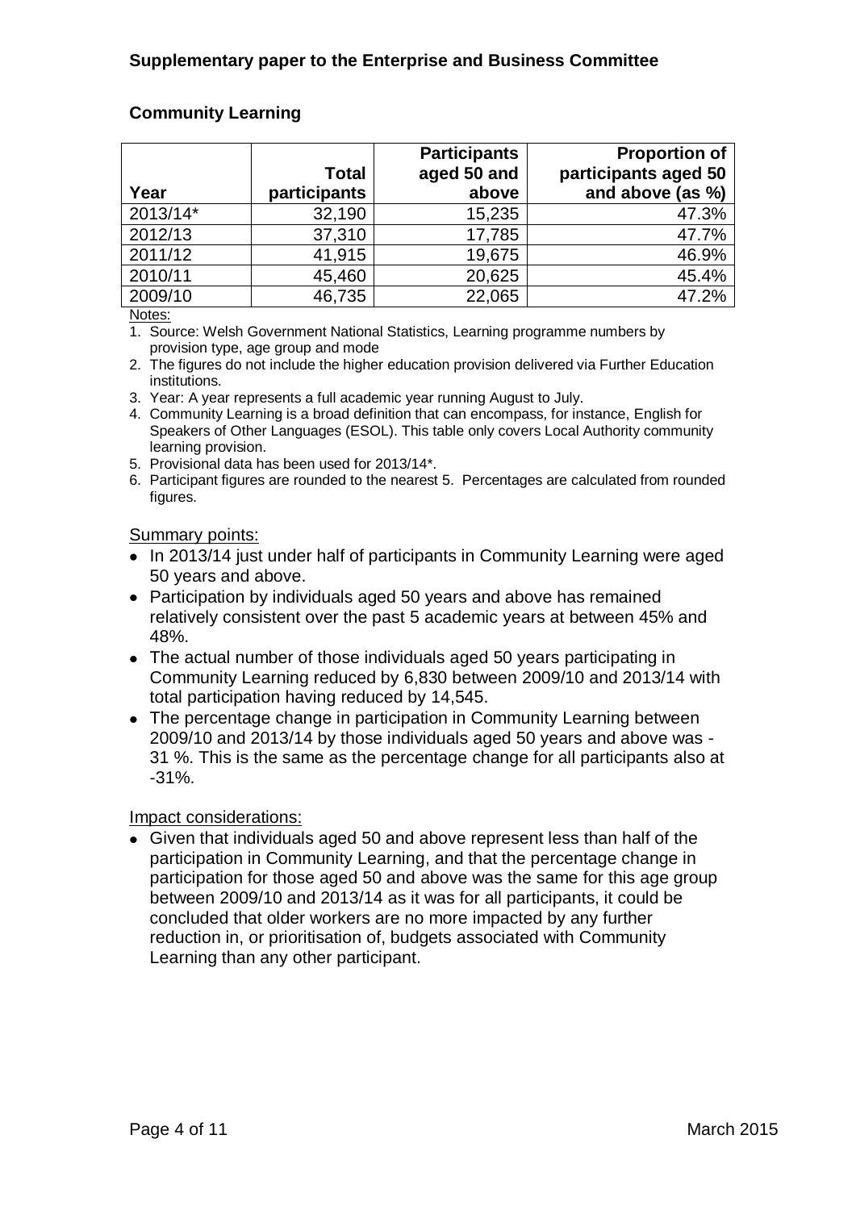## Community Learning

| Year | Total participants | Participants aged 50 and above | Proportion of participants aged 50 and above (as %) |
|---|---|---|---|
| 2013/14* | 32,190 | 15,235 | 47.3% |
| 2012/13 | 37,310 | 17,785 | 47.7% |
| 2011/12 | 41,915 | 19,675 | 46.9% |
| 2010/11 | 45,460 | 20,625 | 45.4% |
| 2009/10 | 46,735 | 22,065 | 47.2% |

Notes:

1. Source: Welsh Government National Statistics, Learning programme numbers by provision type, age group and mode
2. The figures do not include the higher education provision delivered via Further Education institutions.
3. Year: A year represents a full academic year running August to July.
4. Community Learning is a broad definition that can encompass, for instance, English for Speakers of Other Languages (ESOL). This table only covers Local Authority community learning provision.
5. Provisional data has been used for 2013/14*.
6. Participant figures are rounded to the nearest 5. Percentages are calculated from rounded figures.

Summary points:

- In 2013/14 just under half of participants in Community Learning were aged 50 years and above.
- Participation by individuals aged 50 years and above has remained relatively consistent over the past 5 academic years at between 45% and 48%.
- The actual number of those individuals aged 50 years participating in Community Learning reduced by 6,830 between 2009/10 and 2013/14 with total participation having reduced by 14,545.
- The percentage change in participation in Community Learning between 2009/10 and 2013/14 by those individuals aged 50 years and above was -31 %. This is the same as the percentage change for all participants also at -31%.

Impact considerations:

- Given that individuals aged 50 and above represent less than half of the participation in Community Learning, and that the percentage change in participation for those aged 50 and above was the same for this age group between 2009/10 and 2013/14 as it was for all participants, it could be concluded that older workers are no more impacted by any further reduction in, or prioritisation of, budgets associated with Community Learning than any other participant.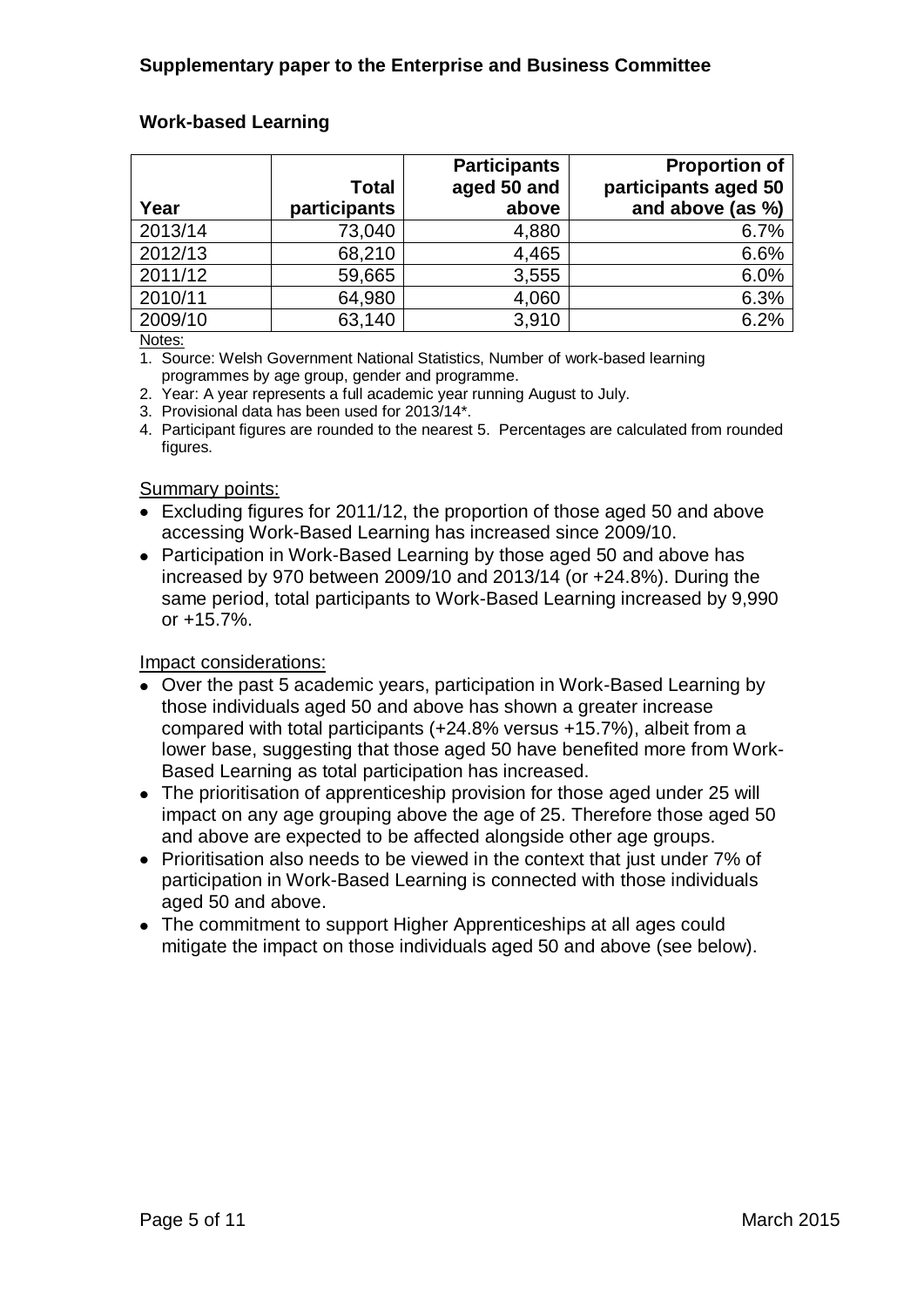## Work-based Learning

| Year | Total participants | Participants aged 50 and above | Proportion of participants aged 50 and above (as %) |
|---|---|---|---|
| 2013/14 | 73,040 | 4,880 | 6.7% |
| 2012/13 | 68,210 | 4,465 | 6.6% |
| 2011/12 | 59,665 | 3,555 | 6.0% |
| 2010/11 | 64,980 | 4,060 | 6.3% |
| 2009/10 | 63,140 | 3,910 | 6.2% |

Notes:

1. Source: Welsh Government National Statistics, Number of work-based learning programmes by age group, gender and programme.
2. Year: A year represents a full academic year running August to July.
3. Provisional data has been used for 2013/14*.
4. Participant figures are rounded to the nearest 5. Percentages are calculated from rounded figures.

Summary points:

- Excluding figures for 2011/12, the proportion of those aged 50 and above accessing Work-Based Learning has increased since 2009/10.
- Participation in Work-Based Learning by those aged 50 and above has increased by 970 between 2009/10 and 2013/14 (or +24.8%). During the same period, total participants to Work-Based Learning increased by 9,990 or +15.7%.

Impact considerations:

- Over the past 5 academic years, participation in Work-Based Learning by those individuals aged 50 and above has shown a greater increase compared with total participants (+24.8% versus +15.7%), albeit from a lower base, suggesting that those aged 50 have benefited more from Work-Based Learning as total participation has increased.
- The prioritisation of apprenticeship provision for those aged under 25 will impact on any age grouping above the age of 25. Therefore those aged 50 and above are expected to be affected alongside other age groups.
- Prioritisation also needs to be viewed in the context that just under 7% of participation in Work-Based Learning is connected with those individuals aged 50 and above.
- The commitment to support Higher Apprenticeships at all ages could mitigate the impact on those individuals aged 50 and above (see below).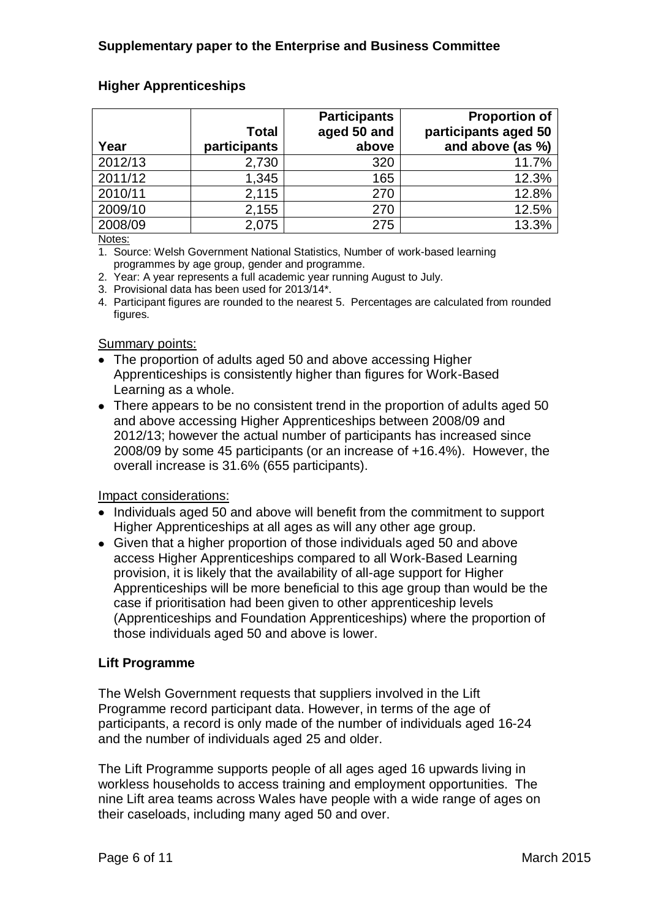**Supplementary paper to the Enterprise and Business Committee**

## Higher Apprenticeships

| Year | Total participants | Participants aged 50 and above | Proportion of participants aged 50 and above (as %) |
|---|---|---|---|
| 2012/13 | 2,730 | 320 | 11.7% |
| 2011/12 | 1,345 | 165 | 12.3% |
| 2010/11 | 2,115 | 270 | 12.8% |
| 2009/10 | 2,155 | 270 | 12.5% |
| 2008/09 | 2,075 | 275 | 13.3% |

Notes:

1. Source: Welsh Government National Statistics, Number of work-based learning programmes by age group, gender and programme.
2. Year: A year represents a full academic year running August to July.
3. Provisional data has been used for 2013/14*.
4. Participant figures are rounded to the nearest 5. Percentages are calculated from rounded figures.

Summary points:

- The proportion of adults aged 50 and above accessing Higher Apprenticeships is consistently higher than figures for Work-Based Learning as a whole.
- There appears to be no consistent trend in the proportion of adults aged 50 and above accessing Higher Apprenticeships between 2008/09 and 2012/13; however the actual number of participants has increased since 2008/09 by some 45 participants (or an increase of +16.4%). However, the overall increase is 31.6% (655 participants).

Impact considerations:

- Individuals aged 50 and above will benefit from the commitment to support Higher Apprenticeships at all ages as will any other age group.
- Given that a higher proportion of those individuals aged 50 and above access Higher Apprenticeships compared to all Work-Based Learning provision, it is likely that the availability of all-age support for Higher Apprenticeships will be more beneficial to this age group than would be the case if prioritisation had been given to other apprenticeship levels (Apprenticeships and Foundation Apprenticeships) where the proportion of those individuals aged 50 and above is lower.

## Lift Programme

The Welsh Government requests that suppliers involved in the Lift Programme record participant data. However, in terms of the age of participants, a record is only made of the number of individuals aged 16-24 and the number of individuals aged 25 and older.

The Lift Programme supports people of all ages aged 16 upwards living in workless households to access training and employment opportunities. The nine Lift area teams across Wales have people with a wide range of ages on their caseloads, including many aged 50 and over.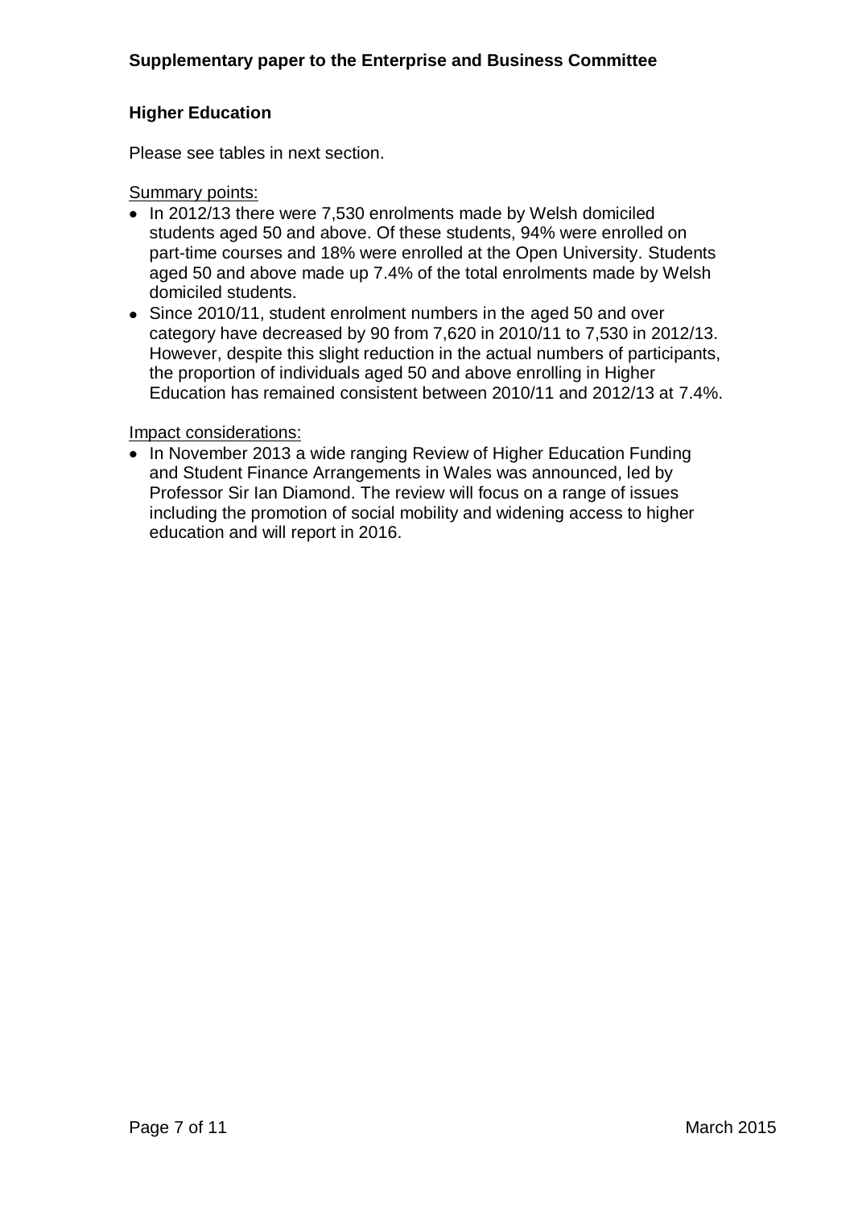## Higher Education

Please see tables in next section.

Summary points:

- In 2012/13 there were 7,530 enrolments made by Welsh domiciled students aged 50 and above. Of these students, 94% were enrolled on part-time courses and 18% were enrolled at the Open University. Students aged 50 and above made up 7.4% of the total enrolments made by Welsh domiciled students.
- Since 2010/11, student enrolment numbers in the aged 50 and over category have decreased by 90 from 7,620 in 2010/11 to 7,530 in 2012/13. However, despite this slight reduction in the actual numbers of participants, the proportion of individuals aged 50 and above enrolling in Higher Education has remained consistent between 2010/11 and 2012/13 at 7.4%.

Impact considerations:

- In November 2013 a wide ranging Review of Higher Education Funding and Student Finance Arrangements in Wales was announced, led by Professor Sir Ian Diamond. The review will focus on a range of issues including the promotion of social mobility and widening access to higher education and will report in 2016.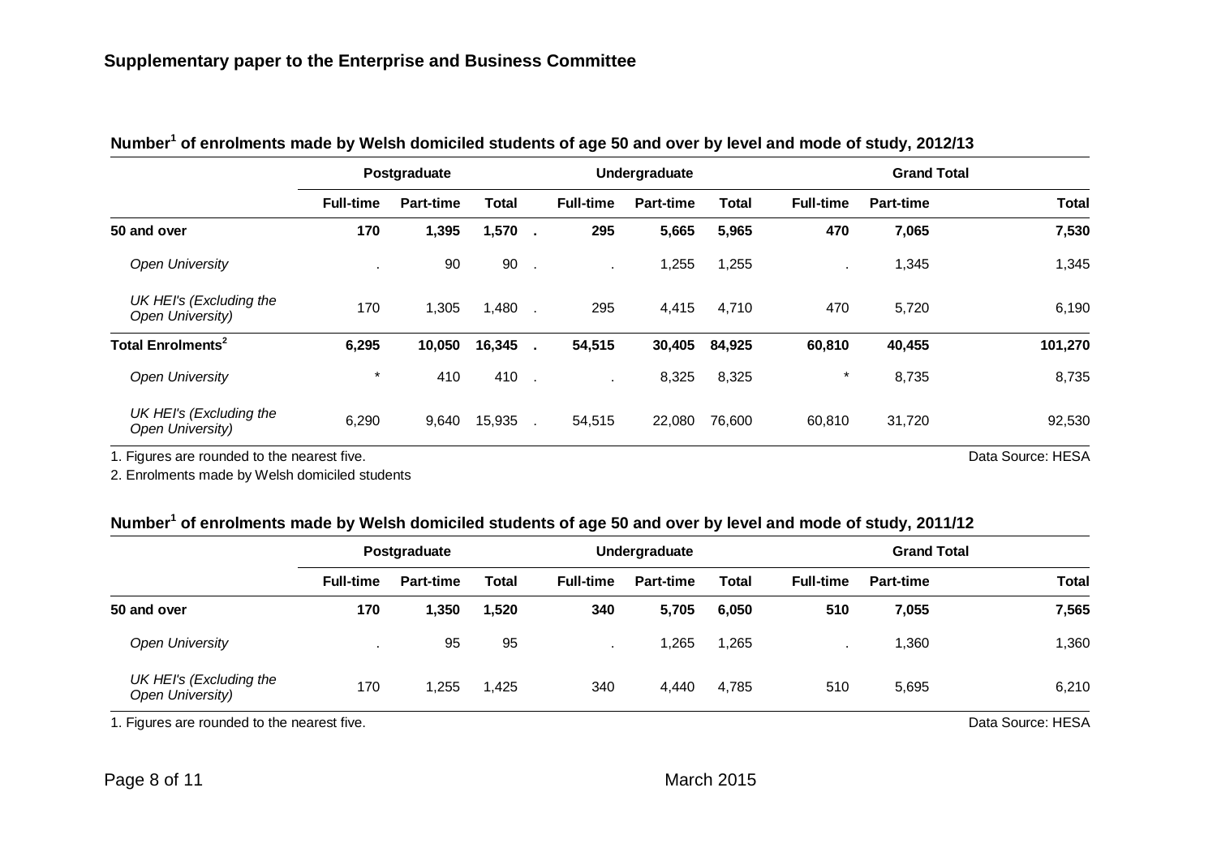**Supplementary paper to the Enterprise and Business Committee**

**Number[1] of enrolments made by Welsh domiciled students of age 50 and over by level and mode of study, 2012/13**

| | Postgraduate | | | Undergraduate | | | Grand Total | | |
|---|---|---|---|---|---|---|---|---|---|
| | **Full-time** | **Part-time** | **Total** | **Full-time** | **Part-time** | **Total** | **Full-time** | **Part-time** | **Total** |
| **50 and over** | **170** | **1,395** | **1,570** | **295** | **5,665** | **5,965** | **470** | **7,065** | **7,530** |
| *Open University* | . | 90 | 90 | . | 1,255 | 1,255 | . | 1,345 | 1,345 |
| *UK HEI's (Excluding the Open University)* | 170 | 1,305 | 1,480 | 295 | 4,415 | 4,710 | 470 | 5,720 | 6,190 |
| **Total Enrolments[2]** | **6,295** | **10,050** | **16,345** | **54,515** | **30,405** | **84,925** | **60,810** | **40,455** | **101,270** |
| *Open University* | * | 410 | 410 | . | 8,325 | 8,325 | * | 8,735 | 8,735 |
| *UK HEI's (Excluding the Open University)* | 6,290 | 9,640 | 15,935 | 54,515 | 22,080 | 76,600 | 60,810 | 31,720 | 92,530 |

1. Figures are rounded to the nearest five.

2. Enrolments made by Welsh domiciled students

Data Source: HESA

**Number[1] of enrolments made by Welsh domiciled students of age 50 and over by level and mode of study, 2011/12**

| | Postgraduate | | | Undergraduate | | | Grand Total | | |
|---|---|---|---|---|---|---|---|---|---|
| | **Full-time** | **Part-time** | **Total** | **Full-time** | **Part-time** | **Total** | **Full-time** | **Part-time** | **Total** |
| **50 and over** | **170** | **1,350** | **1,520** | **340** | **5,705** | **6,050** | **510** | **7,055** | **7,565** |
| *Open University* | . | 95 | 95 | . | 1,265 | 1,265 | . | 1,360 | 1,360 |
| *UK HEI's (Excluding the Open University)* | 170 | 1,255 | 1,425 | 340 | 4,440 | 4,785 | 510 | 5,695 | 6,210 |

1. Figures are rounded to the nearest five.

Data Source: HESA

March 2015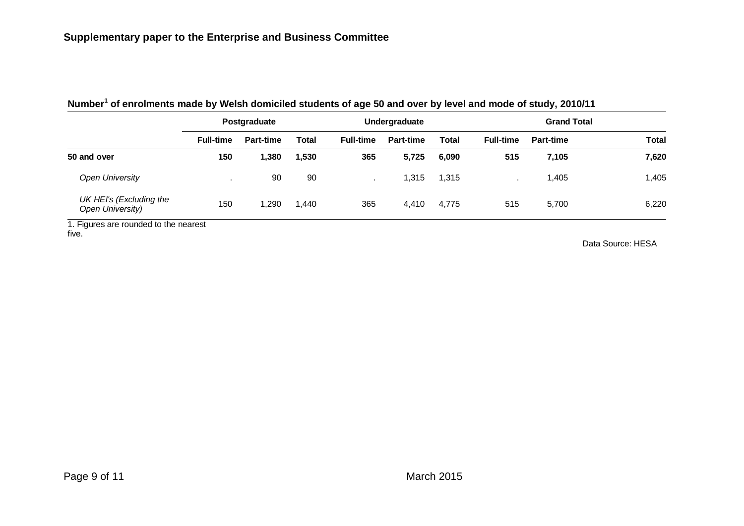**Number[1] of enrolments made by Welsh domiciled students of age 50 and over by level and mode of study, 2010/11**

| | Postgraduate | | | Undergraduate | | | Grand Total | | |
|---|---|---|---|---|---|---|---|---|---|
| | **Full-time** | **Part-time** | **Total** | **Full-time** | **Part-time** | **Total** | **Full-time** | **Part-time** | **Total** |
| **50 and over** | **150** | **1,380** | **1,530** | **365** | **5,725** | **6,090** | **515** | **7,105** | **7,620** |
| *Open University* | . | 90 | 90 | . | 1,315 | 1,315 | . | 1,405 | 1,405 |
| *UK HEI's (Excluding the Open University)* | 150 | 1,290 | 1,440 | 365 | 4,410 | 4,775 | 515 | 5,700 | 6,220 |

1. Figures are rounded to the nearest five.

Data Source: HESA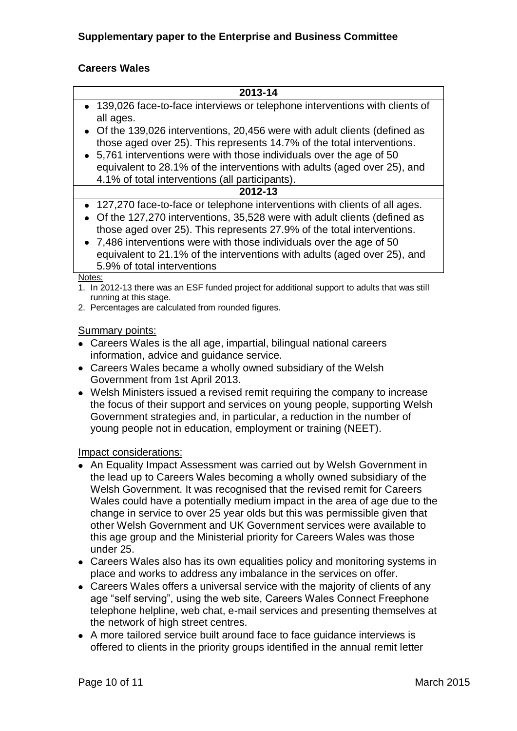**Supplementary paper to the Enterprise and Business Committee**

**Careers Wales**

| 2013-14 |
|---|
| • 139,026 face-to-face interviews or telephone interventions with clients of all ages.<br>• Of the 139,026 interventions, 20,456 were with adult clients (defined as those aged over 25). This represents 14.7% of the total interventions.<br>• 5,761 interventions were with those individuals over the age of 50 equivalent to 28.1% of the interventions with adults (aged over 25), and 4.1% of total interventions (all participants). |
| **2012-13** |
| • 127,270 face-to-face or telephone interventions with clients of all ages.<br>• Of the 127,270 interventions, 35,528 were with adult clients (defined as those aged over 25). This represents 27.9% of the total interventions.<br>• 7,486 interventions were with those individuals over the age of 50 equivalent to 21.1% of the interventions with adults (aged over 25), and 5.9% of total interventions |

Notes:

1. In 2012-13 there was an ESF funded project for additional support to adults that was still running at this stage.
2. Percentages are calculated from rounded figures.

Summary points:

- Careers Wales is the all age, impartial, bilingual national careers information, advice and guidance service.
- Careers Wales became a wholly owned subsidiary of the Welsh Government from 1st April 2013.
- Welsh Ministers issued a revised remit requiring the company to increase the focus of their support and services on young people, supporting Welsh Government strategies and, in particular, a reduction in the number of young people not in education, employment or training (NEET).

Impact considerations:

- An Equality Impact Assessment was carried out by Welsh Government in the lead up to Careers Wales becoming a wholly owned subsidiary of the Welsh Government. It was recognised that the revised remit for Careers Wales could have a potentially medium impact in the area of age due to the change in service to over 25 year olds but this was permissible given that other Welsh Government and UK Government services were available to this age group and the Ministerial priority for Careers Wales was those under 25.
- Careers Wales also has its own equalities policy and monitoring systems in place and works to address any imbalance in the services on offer.
- Careers Wales offers a universal service with the majority of clients of any age "self serving", using the web site, Careers Wales Connect Freephone telephone helpline, web chat, e-mail services and presenting themselves at the network of high street centres.
- A more tailored service built around face to face guidance interviews is offered to clients in the priority groups identified in the annual remit letter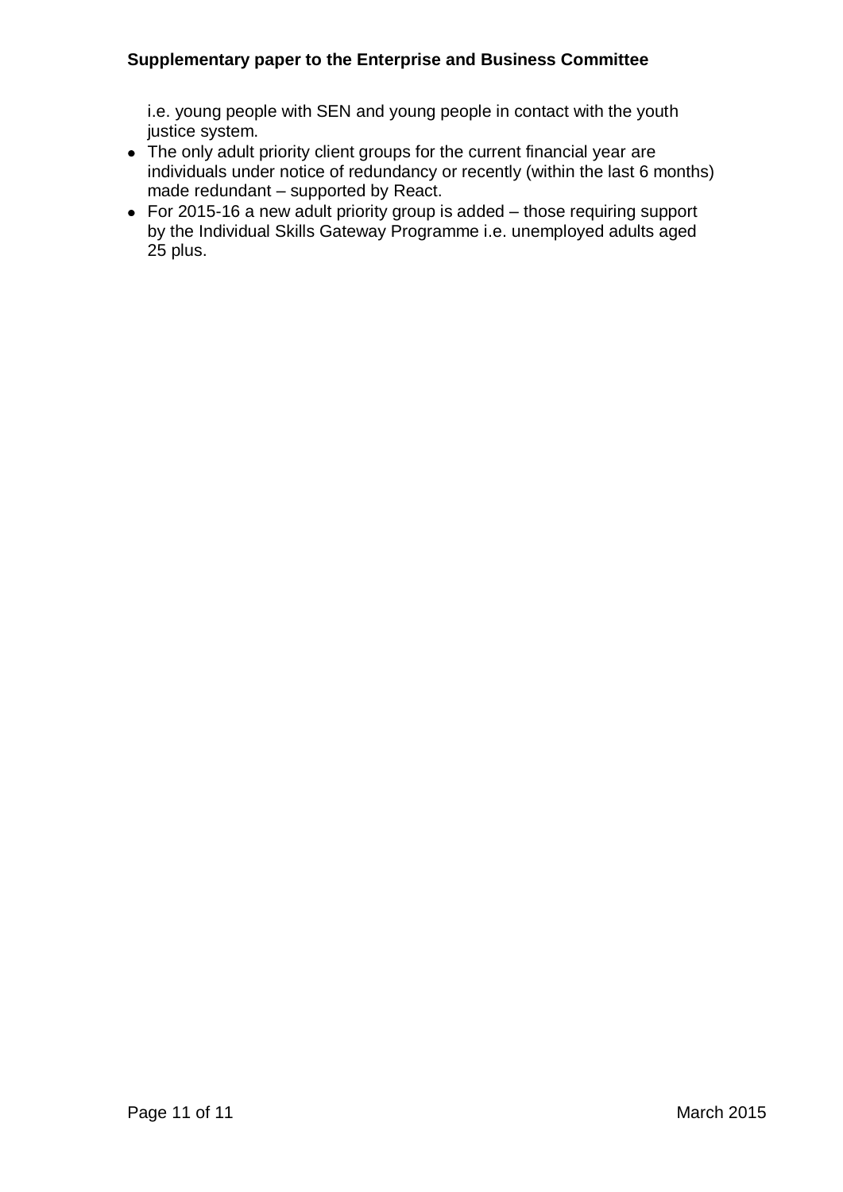i.e. young people with SEN and young people in contact with the youth justice system.

- The only adult priority client groups for the current financial year are individuals under notice of redundancy or recently (within the last 6 months) made redundant – supported by React.
- For 2015-16 a new adult priority group is added – those requiring support by the Individual Skills Gateway Programme i.e. unemployed adults aged 25 plus.